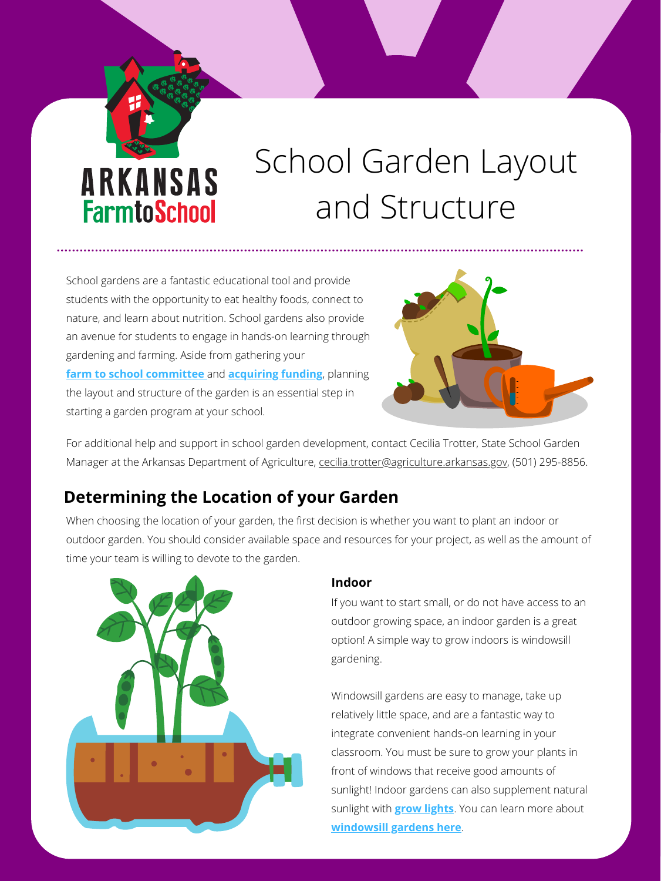ARKANSAS FarmtoSchool

# School Garden Layout and Structure

School gardens are a fantastic educational tool and provide students with the opportunity to eat healthy foods, connect to nature, and learn about nutrition. School gardens also provide an avenue for students to engage in hands-on learning through gardening and farming. Aside from gathering your **farm to school committee** and **acquiring funding**, planning the layout and structure of the garden is an essential step in starting a garden program at your school.

For additional help and support in school garden development, contact Cecilia Trotter, State School Garden Manager at the Arkansas Department of Agriculture, cecilia.trotter@agriculture.arkansas.gov, (501) 295-8856.

## Determining the Location of your Garden

When choosing the location of your garden, the first decision is whether you want to plant an indoor or outdoor garden. You should consider available space and resources for your project, as well as the amount of time your team is willing to devote to the garden.

### Indoor

If you want to start small, or do not have access to an outdoor growing space, an indoor garden is a great option! A simple way to grow indoors is windowsill gardening.

Windowsill gardens are easy to manage, take up relatively little space, and are a fantastic way to integrate convenient hands-on learning in your classroom. You must be sure to grow your plants in front of windows that receive good amounts of sunlight! Indoor gardens can also supplement natural sunlight with **grow lights**. You can learn more about **windowsill gardens here**.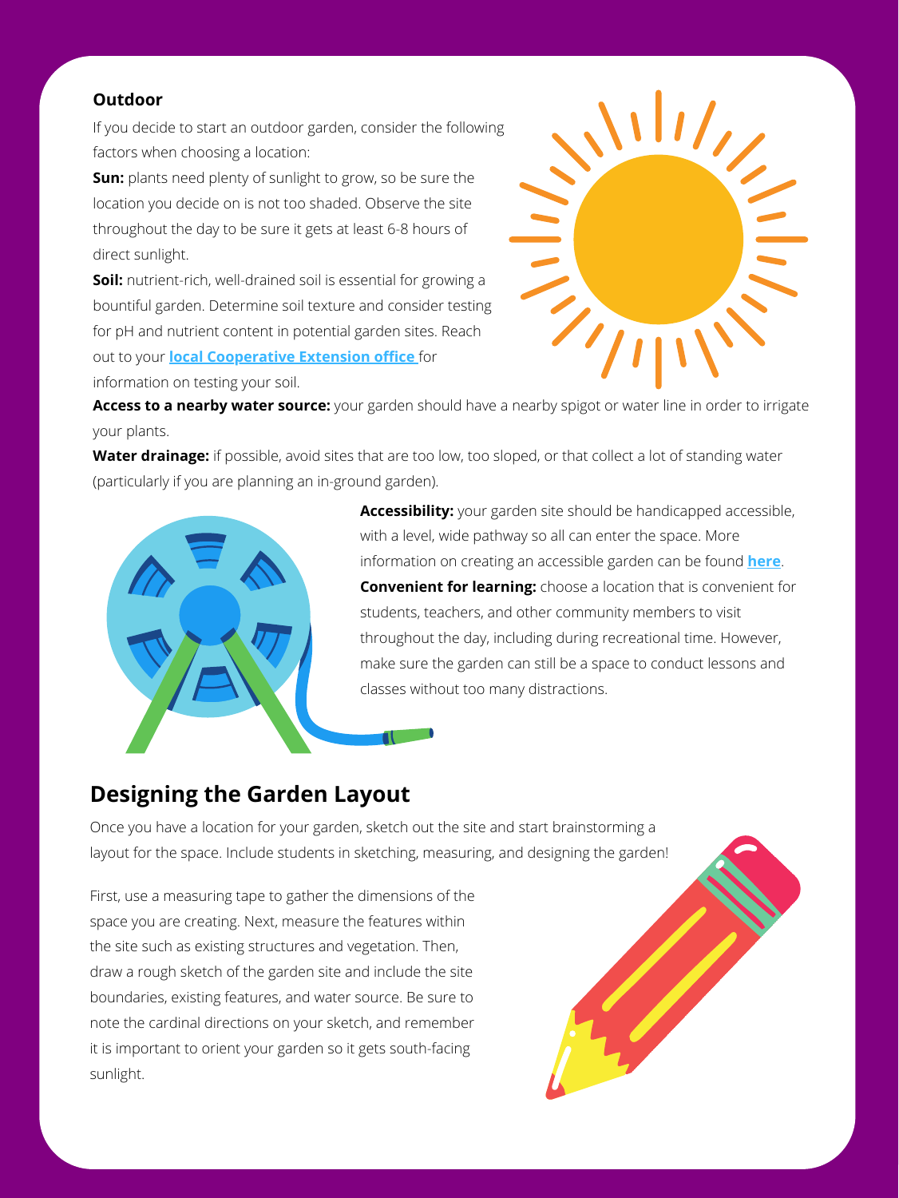**Outdoor**

If you decide to start an outdoor garden, consider the following factors when choosing a location:

**Sun:** plants need plenty of sunlight to grow, so be sure the location you decide on is not too shaded. Observe the site throughout the day to be sure it gets at least 6-8 hours of direct sunlight.

**Soil:** nutrient-rich, well-drained soil is essential for growing a bountiful garden. Determine soil texture and consider testing for pH and nutrient content in potential garden sites. Reach out to your **local Cooperative Extension office** for information on testing your soil.

**Access to a nearby water source:** your garden should have a nearby spigot or water line in order to irrigate your plants.

**Water drainage:** if possible, avoid sites that are too low, too sloped, or that collect a lot of standing water (particularly if you are planning an in-ground garden).

**Accessibility:** your garden site should be handicapped accessible, with a level, wide pathway so all can enter the space. More information on creating an accessible garden can be found **here**.

**Convenient for learning:** choose a location that is convenient for students, teachers, and other community members to visit throughout the day, including during recreational time. However, make sure the garden can still be a space to conduct lessons and classes without too many distractions.

## Designing the Garden Layout

Once you have a location for your garden, sketch out the site and start brainstorming a layout for the space. Include students in sketching, measuring, and designing the garden!

First, use a measuring tape to gather the dimensions of the space you are creating. Next, measure the features within the site such as existing structures and vegetation. Then, draw a rough sketch of the garden site and include the site boundaries, existing features, and water source. Be sure to note the cardinal directions on your sketch, and remember it is important to orient your garden so it gets south-facing sunlight.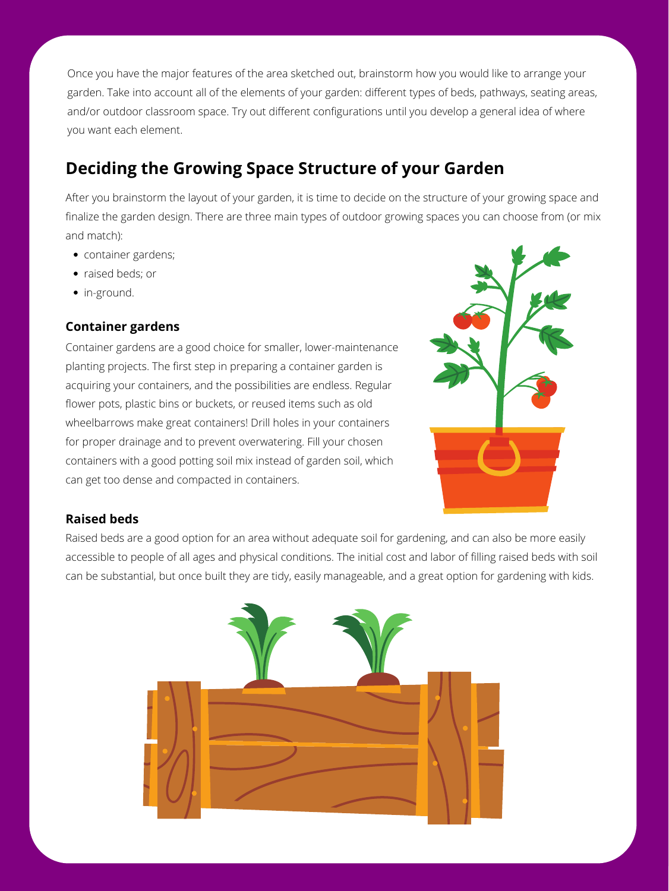Once you have the major features of the area sketched out, brainstorm how you would like to arrange your garden. Take into account all of the elements of your garden: different types of beds, pathways, seating areas, and/or outdoor classroom space. Try out different configurations until you develop a general idea of where you want each element.

## Deciding the Growing Space Structure of your Garden

After you brainstorm the layout of your garden, it is time to decide on the structure of your growing space and finalize the garden design. There are three main types of outdoor growing spaces you can choose from (or mix and match):

- container gardens;
- raised beds; or
- in-ground.

### Container gardens

Container gardens are a good choice for smaller, lower-maintenance planting projects. The first step in preparing a container garden is acquiring your containers, and the possibilities are endless. Regular flower pots, plastic bins or buckets, or reused items such as old wheelbarrows make great containers! Drill holes in your containers for proper drainage and to prevent overwatering. Fill your chosen containers with a good potting soil mix instead of garden soil, which can get too dense and compacted in containers.

### Raised beds

Raised beds are a good option for an area without adequate soil for gardening, and can also be more easily accessible to people of all ages and physical conditions. The initial cost and labor of filling raised beds with soil can be substantial, but once built they are tidy, easily manageable, and a great option for gardening with kids.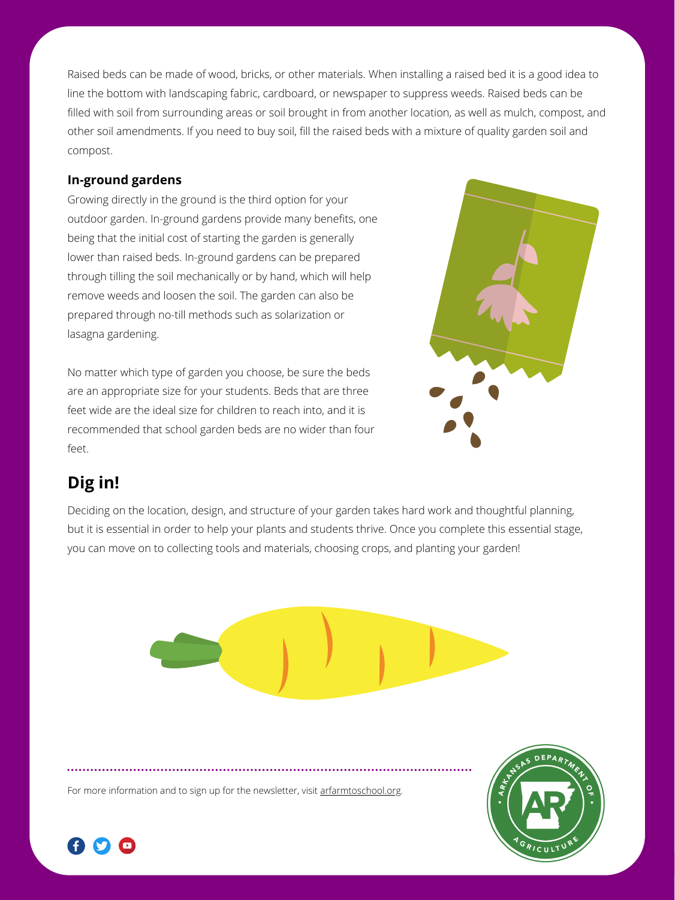Raised beds can be made of wood, bricks, or other materials. When installing a raised bed it is a good idea to line the bottom with landscaping fabric, cardboard, or newspaper to suppress weeds. Raised beds can be filled with soil from surrounding areas or soil brought in from another location, as well as mulch, compost, and other soil amendments. If you need to buy soil, fill the raised beds with a mixture of quality garden soil and compost.

**In-ground gardens**

Growing directly in the ground is the third option for your outdoor garden. In-ground gardens provide many benefits, one being that the initial cost of starting the garden is generally lower than raised beds. In-ground gardens can be prepared through tilling the soil mechanically or by hand, which will help remove weeds and loosen the soil. The garden can also be prepared through no-till methods such as solarization or lasagna gardening.

No matter which type of garden you choose, be sure the beds are an appropriate size for your students. Beds that are three feet wide are the ideal size for children to reach into, and it is recommended that school garden beds are no wider than four feet.

## Dig in!

Deciding on the location, design, and structure of your garden takes hard work and thoughtful planning, but it is essential in order to help your plants and students thrive. Once you complete this essential stage, you can move on to collecting tools and materials, choosing crops, and planting your garden!

For more information and to sign up for the newsletter, visit arfarmtoschool.org.